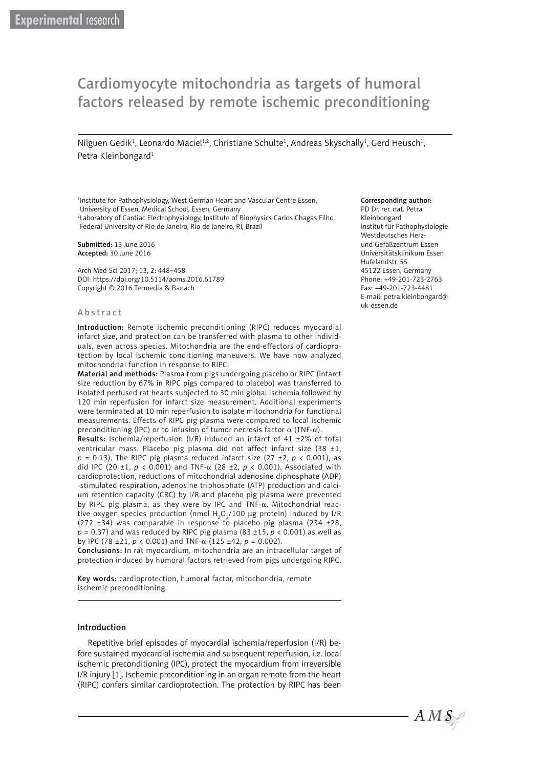Experimental research

# Cardiomyocyte mitochondria as targets of humoral factors released by remote ischemic preconditioning

Nilguen Gedik[1], Leonardo Maciel[1,2], Christiane Schulte[1], Andreas Skyschally[1], Gerd Heusch[1], Petra Kleinbongard[1]

[1]Institute for Pathophysiology, West German Heart and Vascular Centre Essen, University of Essen, Medical School, Essen, Germany
[2]Laboratory of Cardiac Electrophysiology, Institute of Biophysics Carlos Chagas Filho, Federal University of Rio de Janeiro, Rio de Janeiro, RJ, Brazil

**Submitted:** 13 June 2016
**Accepted:** 30 June 2016

Arch Med Sci 2017; 13, 2: 448–458
DOI: https://doi.org/10.5114/aoms.2016.61789
Copyright © 2016 Termedia & Banach

**Corresponding author:**
PD Dr. rer. nat. Petra Kleinbongard
Institut für Pathophysiologie
Westdeutsches Herz- und Gefäßzentrum Essen
Universitätsklinikum Essen
Hufelandstr. 55
45122 Essen, Germany
Phone: +49-201-723-2763
Fax: +49-201-723-4481
E-mail: petra.kleinbongard@uk-essen.de

## Abstract

**Introduction:** Remote ischemic preconditioning (RIPC) reduces myocardial infarct size, and protection can be transferred with plasma to other individuals, even across species. Mitochondria are the end-effectors of cardioprotection by local ischemic conditioning maneuvers. We have now analyzed mitochondrial function in response to RIPC.

**Material and methods:** Plasma from pigs undergoing placebo or RIPC (infarct size reduction by 67% in RIPC pigs compared to placebo) was transferred to isolated perfused rat hearts subjected to 30 min global ischemia followed by 120 min reperfusion for infarct size measurement. Additional experiments were terminated at 10 min reperfusion to isolate mitochondria for functional measurements. Effects of RIPC pig plasma were compared to local ischemic preconditioning (IPC) or to infusion of tumor necrosis factor α (TNF-α).

**Results:** Ischemia/reperfusion (I/R) induced an infarct of 41 ±2% of total ventricular mass. Placebo pig plasma did not affect infarct size (38 ±1, $p = 0.13$). The RIPC pig plasma reduced infarct size (27 ±2, $p < 0.001$), as did IPC (20 ±1, $p < 0.001$) and TNF-α (28 ±2, $p < 0.001$). Associated with cardioprotection, reductions of mitochondrial adenosine diphosphate (ADP) -stimulated respiration, adenosine triphosphate (ATP) production and calcium retention capacity (CRC) by I/R and placebo pig plasma were prevented by RIPC pig plasma, as they were by IPC and TNF-α. Mitochondrial reactive oxygen species production (nmol $H_2O_2$/100 µg protein) induced by I/R (272 ±34) was comparable in response to placebo pig plasma (234 ±28, $p = 0.37$) and was reduced by RIPC pig plasma (83 ±15, $p < 0.001$) as well as by IPC (78 ±21, $p < 0.001$) and TNF-α (125 ±42, $p = 0.002$).

**Conclusions:** In rat myocardium, mitochondria are an intracellular target of protection induced by humoral factors retrieved from pigs undergoing RIPC.

**Key words:** cardioprotection, humoral factor, mitochondria, remote ischemic preconditioning.

## Introduction

Repetitive brief episodes of myocardial ischemia/reperfusion (I/R) before sustained myocardial ischemia and subsequent reperfusion, i.e. local ischemic preconditioning (IPC), protect the myocardium from irreversible I/R injury [1]. Ischemic preconditioning in an organ remote from the heart (RIPC) confers similar cardioprotection. The protection by RIPC has been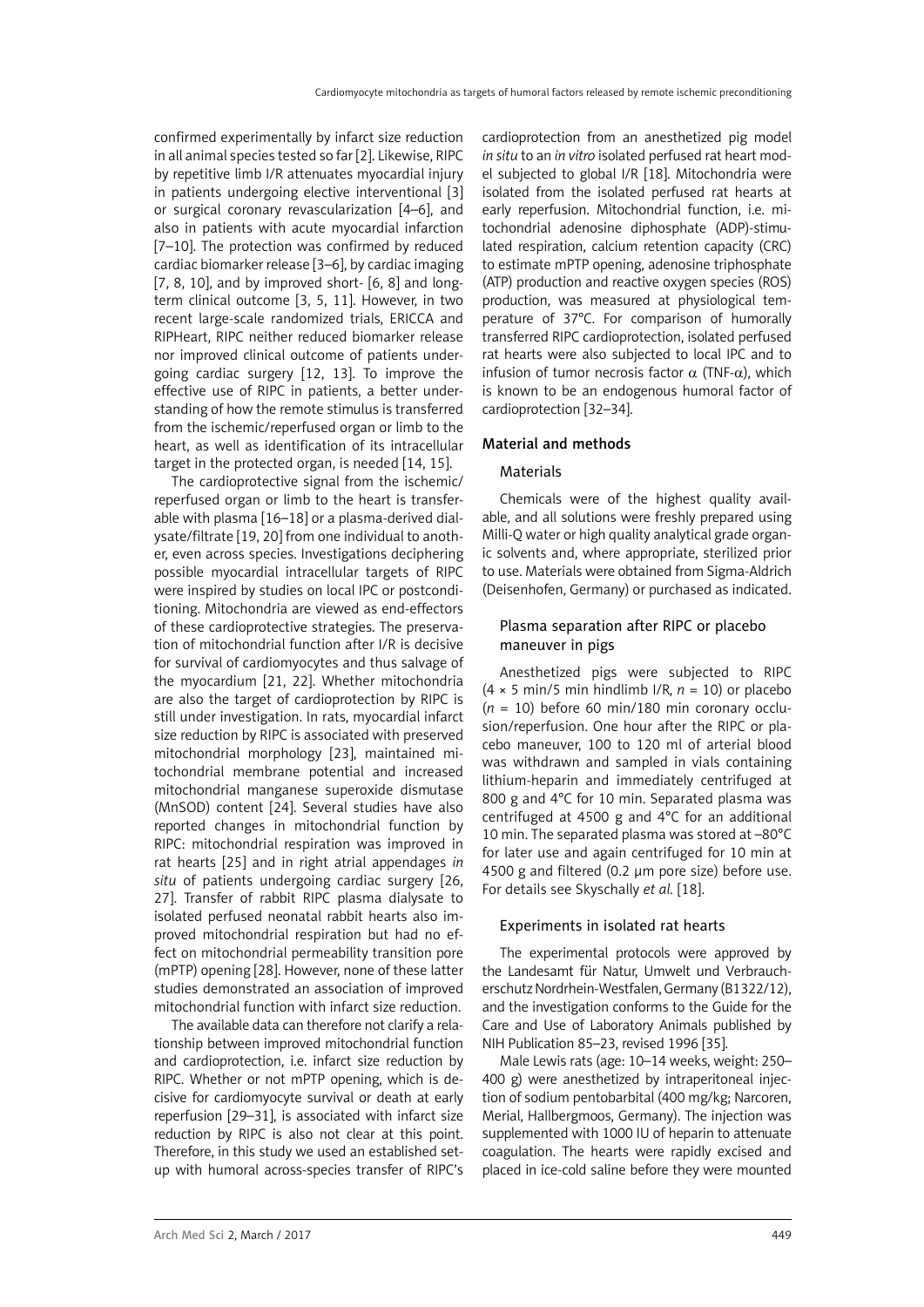confirmed experimentally by infarct size reduction in all animal species tested so far [2]. Likewise, RIPC by repetitive limb I/R attenuates myocardial injury in patients undergoing elective interventional [3] or surgical coronary revascularization [4–6], and also in patients with acute myocardial infarction [7–10]. The protection was confirmed by reduced cardiac biomarker release [3–6], by cardiac imaging [7, 8, 10], and by improved short- [6, 8] and long-term clinical outcome [3, 5, 11]. However, in two recent large-scale randomized trials, ERICCA and RIPHeart, RIPC neither reduced biomarker release nor improved clinical outcome of patients undergoing cardiac surgery [12, 13]. To improve the effective use of RIPC in patients, a better understanding of how the remote stimulus is transferred from the ischemic/reperfused organ or limb to the heart, as well as identification of its intracellular target in the protected organ, is needed [14, 15].

The cardioprotective signal from the ischemic/reperfused organ or limb to the heart is transferable with plasma [16–18] or a plasma-derived dialysate/filtrate [19, 20] from one individual to another, even across species. Investigations deciphering possible myocardial intracellular targets of RIPC were inspired by studies on local IPC or postconditioning. Mitochondria are viewed as end-effectors of these cardioprotective strategies. The preservation of mitochondrial function after I/R is decisive for survival of cardiomyocytes and thus salvage of the myocardium [21, 22]. Whether mitochondria are also the target of cardioprotection by RIPC is still under investigation. In rats, myocardial infarct size reduction by RIPC is associated with preserved mitochondrial morphology [23], maintained mitochondrial membrane potential and increased mitochondrial manganese superoxide dismutase (MnSOD) content [24]. Several studies have also reported changes in mitochondrial function by RIPC: mitochondrial respiration was improved in rat hearts [25] and in right atrial appendages *in situ* of patients undergoing cardiac surgery [26, 27]. Transfer of rabbit RIPC plasma dialysate to isolated perfused neonatal rabbit hearts also improved mitochondrial respiration but had no effect on mitochondrial permeability transition pore (mPTP) opening [28]. However, none of these latter studies demonstrated an association of improved mitochondrial function with infarct size reduction.

The available data can therefore not clarify a relationship between improved mitochondrial function and cardioprotection, i.e. infarct size reduction by RIPC. Whether or not mPTP opening, which is decisive for cardiomyocyte survival or death at early reperfusion [29–31], is associated with infarct size reduction by RIPC is also not clear at this point. Therefore, in this study we used an established set-up with humoral across-species transfer of RIPC's cardioprotection from an anesthetized pig model *in situ* to an *in vitro* isolated perfused rat heart model subjected to global I/R [18]. Mitochondria were isolated from the isolated perfused rat hearts at early reperfusion. Mitochondrial function, i.e. mitochondrial adenosine diphosphate (ADP)-stimulated respiration, calcium retention capacity (CRC) to estimate mPTP opening, adenosine triphosphate (ATP) production and reactive oxygen species (ROS) production, was measured at physiological temperature of 37°C. For comparison of humorally transferred RIPC cardioprotection, isolated perfused rat hearts were also subjected to local IPC and to infusion of tumor necrosis factor $\alpha$ (TNF-$\alpha$), which is known to be an endogenous humoral factor of cardioprotection [32–34].

## Material and methods

### Materials

Chemicals were of the highest quality available, and all solutions were freshly prepared using Milli-Q water or high quality analytical grade organic solvents and, where appropriate, sterilized prior to use. Materials were obtained from Sigma-Aldrich (Deisenhofen, Germany) or purchased as indicated.

### Plasma separation after RIPC or placebo maneuver in pigs

Anesthetized pigs were subjected to RIPC ($4 \times 5$ min/5 min hindlimb I/R, $n = 10$) or placebo ($n = 10$) before 60 min/180 min coronary occlusion/reperfusion. One hour after the RIPC or placebo maneuver, 100 to 120 ml of arterial blood was withdrawn and sampled in vials containing lithium-heparin and immediately centrifuged at 800 g and 4°C for 10 min. Separated plasma was centrifuged at 4500 g and 4°C for an additional 10 min. The separated plasma was stored at –80°C for later use and again centrifuged for 10 min at 4500 g and filtered (0.2 µm pore size) before use. For details see Skyschally *et al.* [18].

### Experiments in isolated rat hearts

The experimental protocols were approved by the Landesamt für Natur, Umwelt und Verbraucherschutz Nordrhein-Westfalen, Germany (B1322/12), and the investigation conforms to the Guide for the Care and Use of Laboratory Animals published by NIH Publication 85–23, revised 1996 [35].

Male Lewis rats (age: 10–14 weeks, weight: 250–400 g) were anesthetized by intraperitoneal injection of sodium pentobarbital (400 mg/kg; Narcoren, Merial, Hallbergmoos, Germany). The injection was supplemented with 1000 IU of heparin to attenuate coagulation. The hearts were rapidly excised and placed in ice-cold saline before they were mounted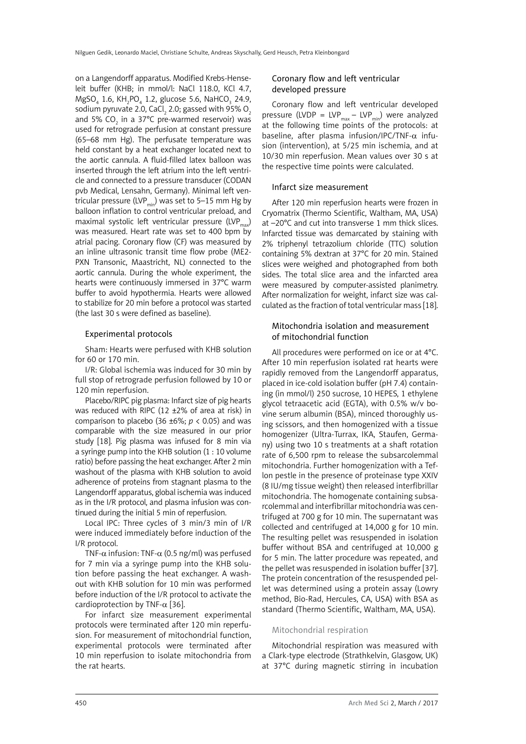on a Langendorff apparatus. Modified Krebs-Henseleit buffer (KHB; in mmol/l: NaCl 118.0, KCl 4.7, $MgSO_4$ 1.6, $KH_2PO_4$ 1.2, glucose 5.6, $NaHCO_3$ 24.9, sodium pyruvate 2.0, $CaCl_2$ 2.0; gassed with 95% $O_2$ and 5% $CO_2$ in a 37°C pre-warmed reservoir) was used for retrograde perfusion at constant pressure (65–68 mm Hg). The perfusate temperature was held constant by a heat exchanger located next to the aortic cannula. A fluid-filled latex balloon was inserted through the left atrium into the left ventricle and connected to a pressure transducer (CODAN pvb Medical, Lensahn, Germany). Minimal left ventricular pressure ($LVP_{min}$) was set to 5–15 mm Hg by balloon inflation to control ventricular preload, and maximal systolic left ventricular pressure ($LVP_{max}$) was measured. Heart rate was set to 400 bpm by atrial pacing. Coronary flow (CF) was measured by an inline ultrasonic transit time flow probe (ME2-PXN Transonic, Maastricht, NL) connected to the aortic cannula. During the whole experiment, the hearts were continuously immersed in 37°C warm buffer to avoid hypothermia. Hearts were allowed to stabilize for 20 min before a protocol was started (the last 30 s were defined as baseline).

### Experimental protocols

Sham: Hearts were perfused with KHB solution for 60 or 170 min.

I/R: Global ischemia was induced for 30 min by full stop of retrograde perfusion followed by 10 or 120 min reperfusion.

Placebo/RIPC pig plasma: Infarct size of pig hearts was reduced with RIPC (12 ±2% of area at risk) in comparison to placebo (36 ±6%; $p < 0.05$) and was comparable with the size measured in our prior study [18]. Pig plasma was infused for 8 min via a syringe pump into the KHB solution (1 : 10 volume ratio) before passing the heat exchanger. After 2 min washout of the plasma with KHB solution to avoid adherence of proteins from stagnant plasma to the Langendorff apparatus, global ischemia was induced as in the I/R protocol, and plasma infusion was continued during the initial 5 min of reperfusion.

Local IPC: Three cycles of 3 min/3 min of I/R were induced immediately before induction of the I/R protocol.

TNF-α infusion: TNF-α (0.5 ng/ml) was perfused for 7 min via a syringe pump into the KHB solution before passing the heat exchanger. A washout with KHB solution for 10 min was performed before induction of the I/R protocol to activate the cardioprotection by TNF-α [36].

For infarct size measurement experimental protocols were terminated after 120 min reperfusion. For measurement of mitochondrial function, experimental protocols were terminated after 10 min reperfusion to isolate mitochondria from the rat hearts.

### Coronary flow and left ventricular developed pressure

Coronary flow and left ventricular developed pressure (LVDP = $LVP_{max} - LVP_{min}$) were analyzed at the following time points of the protocols: at baseline, after plasma infusion/IPC/TNF-α infusion (intervention), at 5/25 min ischemia, and at 10/30 min reperfusion. Mean values over 30 s at the respective time points were calculated.

### Infarct size measurement

After 120 min reperfusion hearts were frozen in Cryomatrix (Thermo Scientific, Waltham, MA, USA) at –20°C and cut into transverse 1 mm thick slices. Infarcted tissue was demarcated by staining with 2% triphenyl tetrazolium chloride (TTC) solution containing 5% dextran at 37°C for 20 min. Stained slices were weighed and photographed from both sides. The total slice area and the infarcted area were measured by computer-assisted planimetry. After normalization for weight, infarct size was calculated as the fraction of total ventricular mass [18].

### Mitochondria isolation and measurement of mitochondrial function

All procedures were performed on ice or at 4°C. After 10 min reperfusion isolated rat hearts were rapidly removed from the Langendorff apparatus, placed in ice-cold isolation buffer (pH 7.4) containing (in mmol/l) 250 sucrose, 10 HEPES, 1 ethylene glycol tetraacetic acid (EGTA), with 0.5% w/v bovine serum albumin (BSA), minced thoroughly using scissors, and then homogenized with a tissue homogenizer (Ultra-Turrax, IKA, Staufen, Germany) using two 10 s treatments at a shaft rotation rate of 6,500 rpm to release the subsarcolemmal mitochondria. Further homogenization with a Teflon pestle in the presence of proteinase type XXIV (8 IU/mg tissue weight) then released interfibrillar mitochondria. The homogenate containing subsarcolemmal and interfibrillar mitochondria was centrifuged at 700 g for 10 min. The supernatant was collected and centrifuged at 14,000 g for 10 min. The resulting pellet was resuspended in isolation buffer without BSA and centrifuged at 10,000 g for 5 min. The latter procedure was repeated, and the pellet was resuspended in isolation buffer [37]. The protein concentration of the resuspended pellet was determined using a protein assay (Lowry method, Bio-Rad, Hercules, CA, USA) with BSA as standard (Thermo Scientific, Waltham, MA, USA).

#### Mitochondrial respiration

Mitochondrial respiration was measured with a Clark-type electrode (Strathkelvin, Glasgow, UK) at 37°C during magnetic stirring in incubation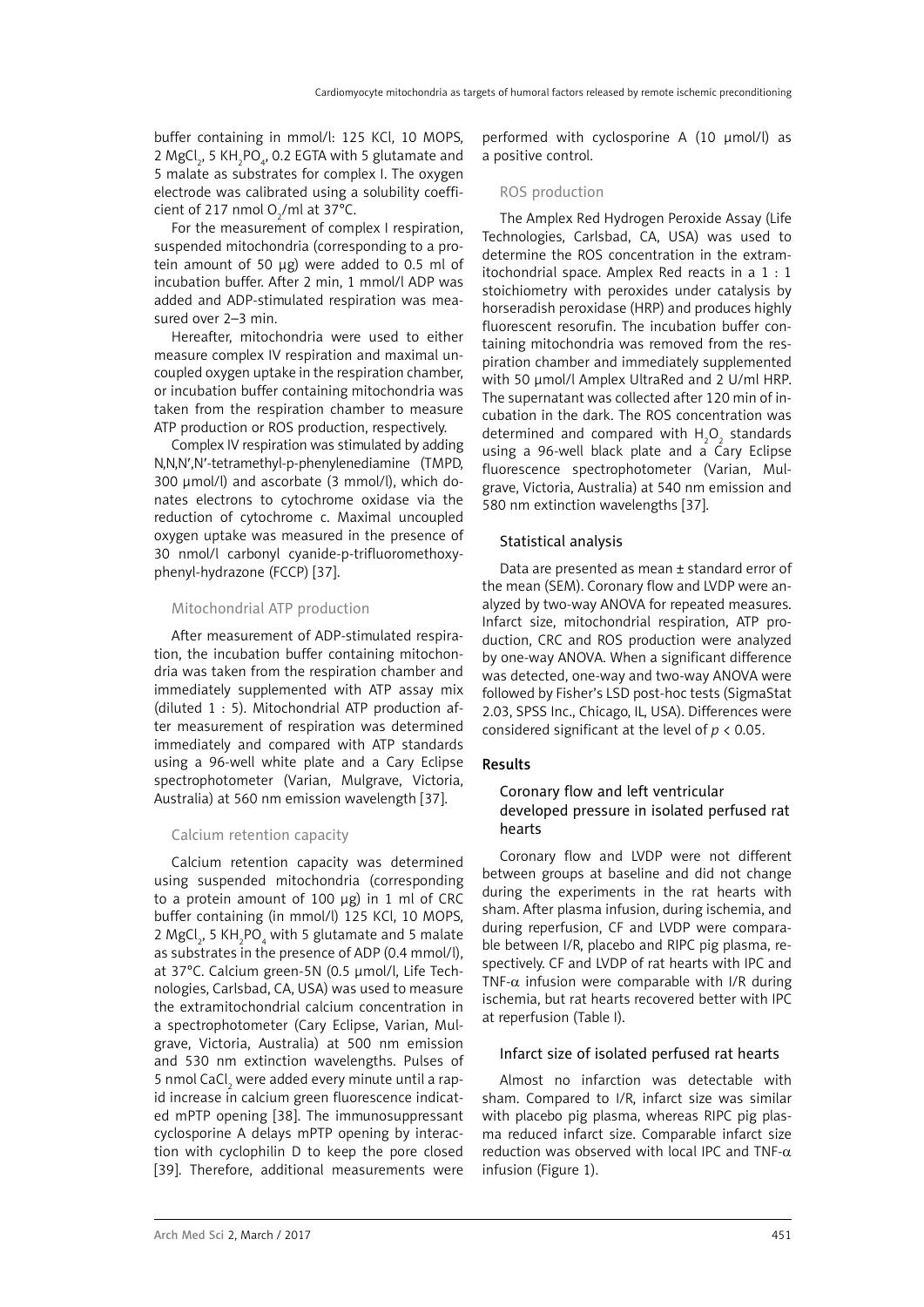buffer containing in mmol/l: 125 KCl, 10 MOPS, 2 $MgCl_2$, 5 $KH_2PO_4$, 0.2 EGTA with 5 glutamate and 5 malate as substrates for complex I. The oxygen electrode was calibrated using a solubility coefficient of 217 nmol $O_2$/ml at 37°C.

For the measurement of complex I respiration, suspended mitochondria (corresponding to a protein amount of 50 µg) were added to 0.5 ml of incubation buffer. After 2 min, 1 mmol/l ADP was added and ADP-stimulated respiration was measured over 2–3 min.

Hereafter, mitochondria were used to either measure complex IV respiration and maximal uncoupled oxygen uptake in the respiration chamber, or incubation buffer containing mitochondria was taken from the respiration chamber to measure ATP production or ROS production, respectively.

Complex IV respiration was stimulated by adding N,N,N′,N′-tetramethyl-p-phenylenediamine (TMPD, 300 µmol/l) and ascorbate (3 mmol/l), which donates electrons to cytochrome oxidase via the reduction of cytochrome c. Maximal uncoupled oxygen uptake was measured in the presence of 30 nmol/l carbonyl cyanide-p-trifluoromethoxyphenyl-hydrazone (FCCP) [37].

### Mitochondrial ATP production

After measurement of ADP-stimulated respiration, the incubation buffer containing mitochondria was taken from the respiration chamber and immediately supplemented with ATP assay mix (diluted 1 : 5). Mitochondrial ATP production after measurement of respiration was determined immediately and compared with ATP standards using a 96-well white plate and a Cary Eclipse spectrophotometer (Varian, Mulgrave, Victoria, Australia) at 560 nm emission wavelength [37].

### Calcium retention capacity

Calcium retention capacity was determined using suspended mitochondria (corresponding to a protein amount of 100 µg) in 1 ml of CRC buffer containing (in mmol/l) 125 KCl, 10 MOPS, 2 $MgCl_2$, 5 $KH_2PO_4$ with 5 glutamate and 5 malate as substrates in the presence of ADP (0.4 mmol/l), at 37°C. Calcium green-5N (0.5 µmol/l, Life Technologies, Carlsbad, CA, USA) was used to measure the extramitochondrial calcium concentration in a spectrophotometer (Cary Eclipse, Varian, Mulgrave, Victoria, Australia) at 500 nm emission and 530 nm extinction wavelengths. Pulses of 5 nmol $CaCl_2$ were added every minute until a rapid increase in calcium green fluorescence indicated mPTP opening [38]. The immunosuppressant cyclosporine A delays mPTP opening by interaction with cyclophilin D to keep the pore closed [39]. Therefore, additional measurements were performed with cyclosporine A (10 µmol/l) as a positive control.

### ROS production

The Amplex Red Hydrogen Peroxide Assay (Life Technologies, Carlsbad, CA, USA) was used to determine the ROS concentration in the extramitochondrial space. Amplex Red reacts in a 1 : 1 stoichiometry with peroxides under catalysis by horseradish peroxidase (HRP) and produces highly fluorescent resorufin. The incubation buffer containing mitochondria was removed from the respiration chamber and immediately supplemented with 50 µmol/l Amplex UltraRed and 2 U/ml HRP. The supernatant was collected after 120 min of incubation in the dark. The ROS concentration was determined and compared with $H_2O_2$ standards using a 96-well black plate and a Cary Eclipse fluorescence spectrophotometer (Varian, Mulgrave, Victoria, Australia) at 540 nm emission and 580 nm extinction wavelengths [37].

### Statistical analysis

Data are presented as mean ± standard error of the mean (SEM). Coronary flow and LVDP were analyzed by two-way ANOVA for repeated measures. Infarct size, mitochondrial respiration, ATP production, CRC and ROS production were analyzed by one-way ANOVA. When a significant difference was detected, one-way and two-way ANOVA were followed by Fisher's LSD post-hoc tests (SigmaStat 2.03, SPSS Inc., Chicago, IL, USA). Differences were considered significant at the level of $p < 0.05$.

## Results

### Coronary flow and left ventricular developed pressure in isolated perfused rat hearts

Coronary flow and LVDP were not different between groups at baseline and did not change during the experiments in the rat hearts with sham. After plasma infusion, during ischemia, and during reperfusion, CF and LVDP were comparable between I/R, placebo and RIPC pig plasma, respectively. CF and LVDP of rat hearts with IPC and TNF-α infusion were comparable with I/R during ischemia, but rat hearts recovered better with IPC at reperfusion (Table I).

### Infarct size of isolated perfused rat hearts

Almost no infarction was detectable with sham. Compared to I/R, infarct size was similar with placebo pig plasma, whereas RIPC pig plasma reduced infarct size. Comparable infarct size reduction was observed with local IPC and TNF-α infusion (Figure 1).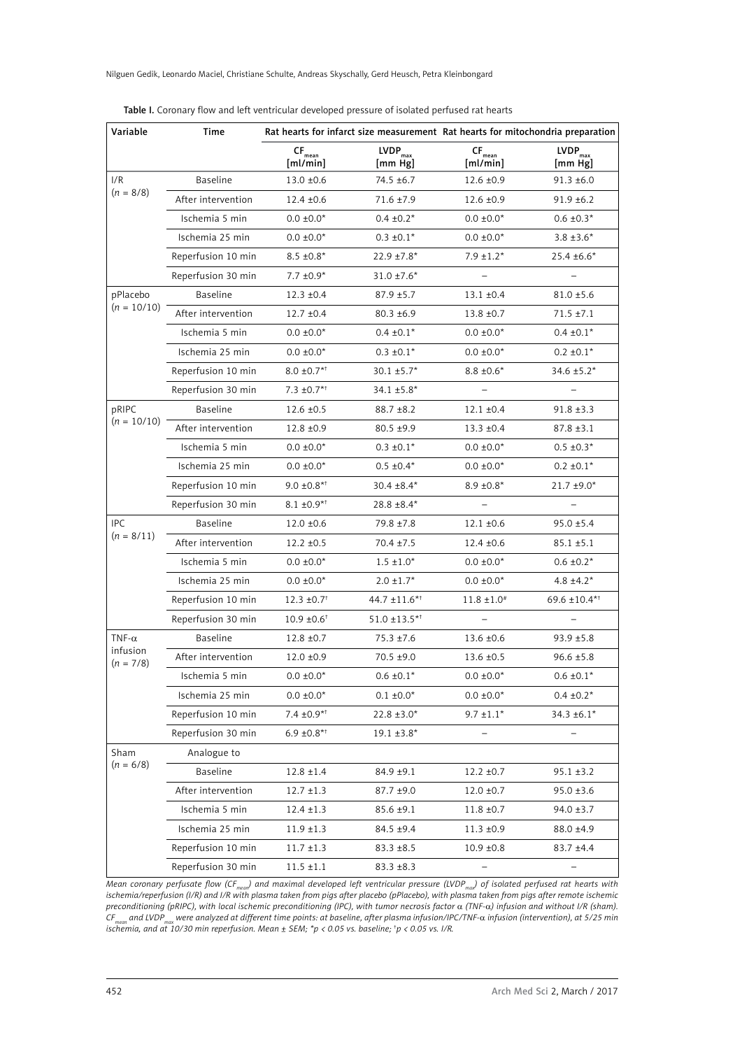Table I. Coronary flow and left ventricular developed pressure of isolated perfused rat hearts

| Variable | Time | Rat hearts for infarct size measurement | | Rat hearts for mitochondria preparation | |
|---|---|---|---|---|---|
| | | $CF_{mean}$ [ml/min] | $LVDP_{max}$ [mm Hg] | $CF_{mean}$ [ml/min] | $LVDP_{max}$ [mm Hg] |
| I/R ($n$ = 8/8) | Baseline | 13.0 ±0.6 | 74.5 ±6.7 | 12.6 ±0.9 | 91.3 ±6.0 |
| | After intervention | 12.4 ±0.6 | 71.6 ±7.9 | 12.6 ±0.9 | 91.9 ±6.2 |
| | Ischemia 5 min | 0.0 ±0.0* | 0.4 ±0.2* | 0.0 ±0.0* | 0.6 ±0.3* |
| | Ischemia 25 min | 0.0 ±0.0* | 0.3 ±0.1* | 0.0 ±0.0* | 3.8 ±3.6* |
| | Reperfusion 10 min | 8.5 ±0.8* | 22.9 ±7.8* | 7.9 ±1.2* | 25.4 ±6.6* |
| | Reperfusion 30 min | 7.7 ±0.9* | 31.0 ±7.6* | – | – |
| pPlacebo ($n$ = 10/10) | Baseline | 12.3 ±0.4 | 87.9 ±5.7 | 13.1 ±0.4 | 81.0 ±5.6 |
| | After intervention | 12.7 ±0.4 | 80.3 ±6.9 | 13.8 ±0.7 | 71.5 ±7.1 |
| | Ischemia 5 min | 0.0 ±0.0* | 0.4 ±0.1* | 0.0 ±0.0* | 0.4 ±0.1* |
| | Ischemia 25 min | 0.0 ±0.0* | 0.3 ±0.1* | 0.0 ±0.0* | 0.2 ±0.1* |
| | Reperfusion 10 min | 8.0 ±0.7*† | 30.1 ±5.7* | 8.8 ±0.6* | 34.6 ±5.2* |
| | Reperfusion 30 min | 7.3 ±0.7*† | 34.1 ±5.8* | – | – |
| pRIPC ($n$ = 10/10) | Baseline | 12.6 ±0.5 | 88.7 ±8.2 | 12.1 ±0.4 | 91.8 ±3.3 |
| | After intervention | 12.8 ±0.9 | 80.5 ±9.9 | 13.3 ±0.4 | 87.8 ±3.1 |
| | Ischemia 5 min | 0.0 ±0.0* | 0.3 ±0.1* | 0.0 ±0.0* | 0.5 ±0.3* |
| | Ischemia 25 min | 0.0 ±0.0* | 0.5 ±0.4* | 0.0 ±0.0* | 0.2 ±0.1* |
| | Reperfusion 10 min | 9.0 ±0.8*† | 30.4 ±8.4* | 8.9 ±0.8* | 21.7 ±9.0* |
| | Reperfusion 30 min | 8.1 ±0.9*† | 28.8 ±8.4* | – | – |
| IPC ($n$ = 8/11) | Baseline | 12.0 ±0.6 | 79.8 ±7.8 | 12.1 ±0.6 | 95.0 ±5.4 |
| | After intervention | 12.2 ±0.5 | 70.4 ±7.5 | 12.4 ±0.6 | 85.1 ±5.1 |
| | Ischemia 5 min | 0.0 ±0.0* | 1.5 ±1.0* | 0.0 ±0.0* | 0.6 ±0.2* |
| | Ischemia 25 min | 0.0 ±0.0* | 2.0 ±1.7* | 0.0 ±0.0* | 4.8 ±4.2* |
| | Reperfusion 10 min | 12.3 ±0.7† | 44.7 ±11.6*† | 11.8 ±1.0# | 69.6 ±10.4*† |
| | Reperfusion 30 min | 10.9 ±0.6† | 51.0 ±13.5*† | – | – |
| TNF-α infusion ($n$ = 7/8) | Baseline | 12.8 ±0.7 | 75.3 ±7.6 | 13.6 ±0.6 | 93.9 ±5.8 |
| | After intervention | 12.0 ±0.9 | 70.5 ±9.0 | 13.6 ±0.5 | 96.6 ±5.8 |
| | Ischemia 5 min | 0.0 ±0.0* | 0.6 ±0.1* | 0.0 ±0.0* | 0.6 ±0.1* |
| | Ischemia 25 min | 0.0 ±0.0* | 0.1 ±0.0* | 0.0 ±0.0* | 0.4 ±0.2* |
| | Reperfusion 10 min | 7.4 ±0.9*† | 22.8 ±3.0* | 9.7 ±1.1* | 34.3 ±6.1* |
| | Reperfusion 30 min | 6.9 ±0.8*† | 19.1 ±3.8* | – | – |
| Sham ($n$ = 6/8) | Analogue to | | | | |
| | Baseline | 12.8 ±1.4 | 84.9 ±9.1 | 12.2 ±0.7 | 95.1 ±3.2 |
| | After intervention | 12.7 ±1.3 | 87.7 ±9.0 | 12.0 ±0.7 | 95.0 ±3.6 |
| | Ischemia 5 min | 12.4 ±1.3 | 85.6 ±9.1 | 11.8 ±0.7 | 94.0 ±3.7 |
| | Ischemia 25 min | 11.9 ±1.3 | 84.5 ±9.4 | 11.3 ±0.9 | 88.0 ±4.9 |
| | Reperfusion 10 min | 11.7 ±1.3 | 83.3 ±8.5 | 10.9 ±0.8 | 83.7 ±4.4 |
| | Reperfusion 30 min | 11.5 ±1.1 | 83.3 ±8.3 | – | – |

*Mean coronary perfusate flow ($CF_{mean}$) and maximal developed left ventricular pressure ($LVDP_{max}$) of isolated perfused rat hearts with ischemia/reperfusion (I/R) and I/R with plasma taken from pigs after placebo (pPlacebo), with plasma taken from pigs after remote ischemic preconditioning (pRIPC), with local ischemic preconditioning (IPC), with tumor necrosis factor α (TNF-α) infusion and without I/R (sham). $CF_{mean}$ and $LVDP_{max}$ were analyzed at different time points: at baseline, after plasma infusion/IPC/TNF-α infusion (intervention), at 5/25 min ischemia, and at 10/30 min reperfusion. Mean ± SEM; \*$p < 0.05$ vs. baseline; †$p < 0.05$ vs. I/R.*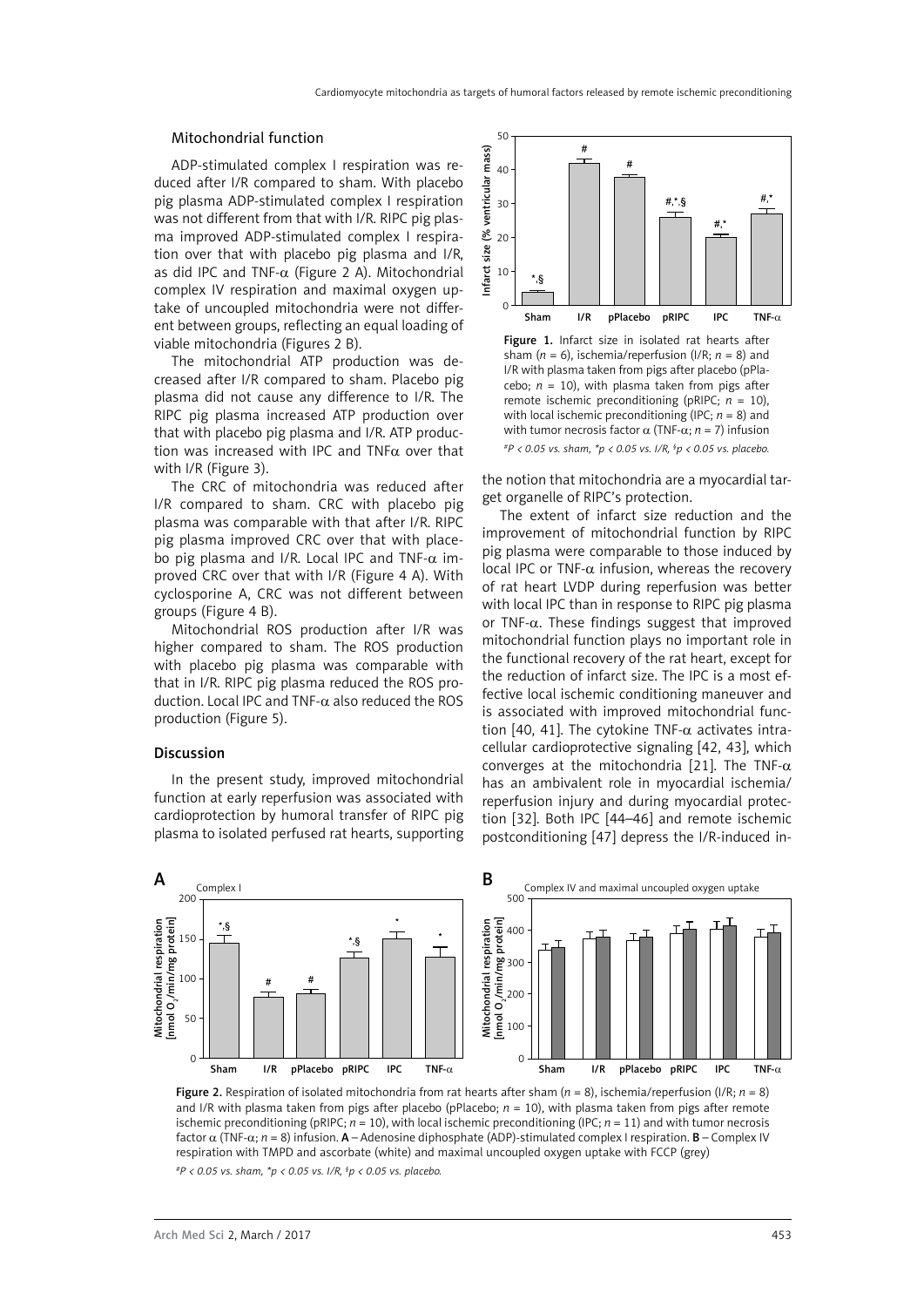### Mitochondrial function

ADP-stimulated complex I respiration was reduced after I/R compared to sham. With placebo pig plasma ADP-stimulated complex I respiration was not different from that with I/R. RIPC pig plasma improved ADP-stimulated complex I respiration over that with placebo pig plasma and I/R, as did IPC and TNF-α (Figure 2 A). Mitochondrial complex IV respiration and maximal oxygen uptake of uncoupled mitochondria were not different between groups, reflecting an equal loading of viable mitochondria (Figures 2 B).

The mitochondrial ATP production was decreased after I/R compared to sham. Placebo pig plasma did not cause any difference to I/R. The RIPC pig plasma increased ATP production over that with placebo pig plasma and I/R. ATP production was increased with IPC and TNFα over that with I/R (Figure 3).

The CRC of mitochondria was reduced after I/R compared to sham. CRC with placebo pig plasma was comparable with that after I/R. RIPC pig plasma improved CRC over that with placebo pig plasma and I/R. Local IPC and TNF-α improved CRC over that with I/R (Figure 4 A). With cyclosporine A, CRC was not different between groups (Figure 4 B).

Mitochondrial ROS production after I/R was higher compared to sham. The ROS production with placebo pig plasma was comparable with that in I/R. RIPC pig plasma reduced the ROS production. Local IPC and TNF-α also reduced the ROS production (Figure 5).

### Discussion

In the present study, improved mitochondrial function at early reperfusion was associated with cardioprotection by humoral transfer of RIPC pig plasma to isolated perfused rat hearts, supporting the notion that mitochondria are a myocardial target organelle of RIPC's protection.

The extent of infarct size reduction and the improvement of mitochondrial function by RIPC pig plasma were comparable to those induced by local IPC or TNF-α infusion, whereas the recovery of rat heart LVDP during reperfusion was better with local IPC than in response to RIPC pig plasma or TNF-α. These findings suggest that improved mitochondrial function plays no important role in the functional recovery of the rat heart, except for the reduction of infarct size. The IPC is a most effective local ischemic conditioning maneuver and is associated with improved mitochondrial function [40, 41]. The cytokine TNF-α activates intracellular cardioprotective signaling [42, 43], which converges at the mitochondria [21]. The TNF-α has an ambivalent role in myocardial ischemia/reperfusion injury and during myocardial protection [32]. Both IPC [44–46] and remote ischemic postconditioning [47] depress the I/R-induced in-

Figure 1. Infarct size in isolated rat hearts after sham ($n$ = 6), ischemia/reperfusion (I/R; $n$ = 8) and I/R with plasma taken from pigs after placebo (pPlacebo; $n$ = 10), with plasma taken from pigs after remote ischemic preconditioning (pRIPC; $n$ = 10), with local ischemic preconditioning (IPC; $n$ = 8) and with tumor necrosis factor α (TNF-α; $n$ = 7) infusion

*#P < 0.05 vs. sham, *p < 0.05 vs. I/R, §p < 0.05 vs. placebo.*

Figure 2. Respiration of isolated mitochondria from rat hearts after sham ($n$ = 8), ischemia/reperfusion (I/R; $n$ = 8) and I/R with plasma taken from pigs after placebo (pPlacebo; $n$ = 10), with plasma taken from pigs after remote ischemic preconditioning (pRIPC; $n$ = 10), with local ischemic preconditioning (IPC; $n$ = 11) and with tumor necrosis factor α (TNF-α; $n$ = 8) infusion. **A** – Adenosine diphosphate (ADP)-stimulated complex I respiration. **B** – Complex IV respiration with TMPD and ascorbate (white) and maximal uncoupled oxygen uptake with FCCP (grey)

*#P < 0.05 vs. sham, *p < 0.05 vs. I/R, §p < 0.05 vs. placebo.*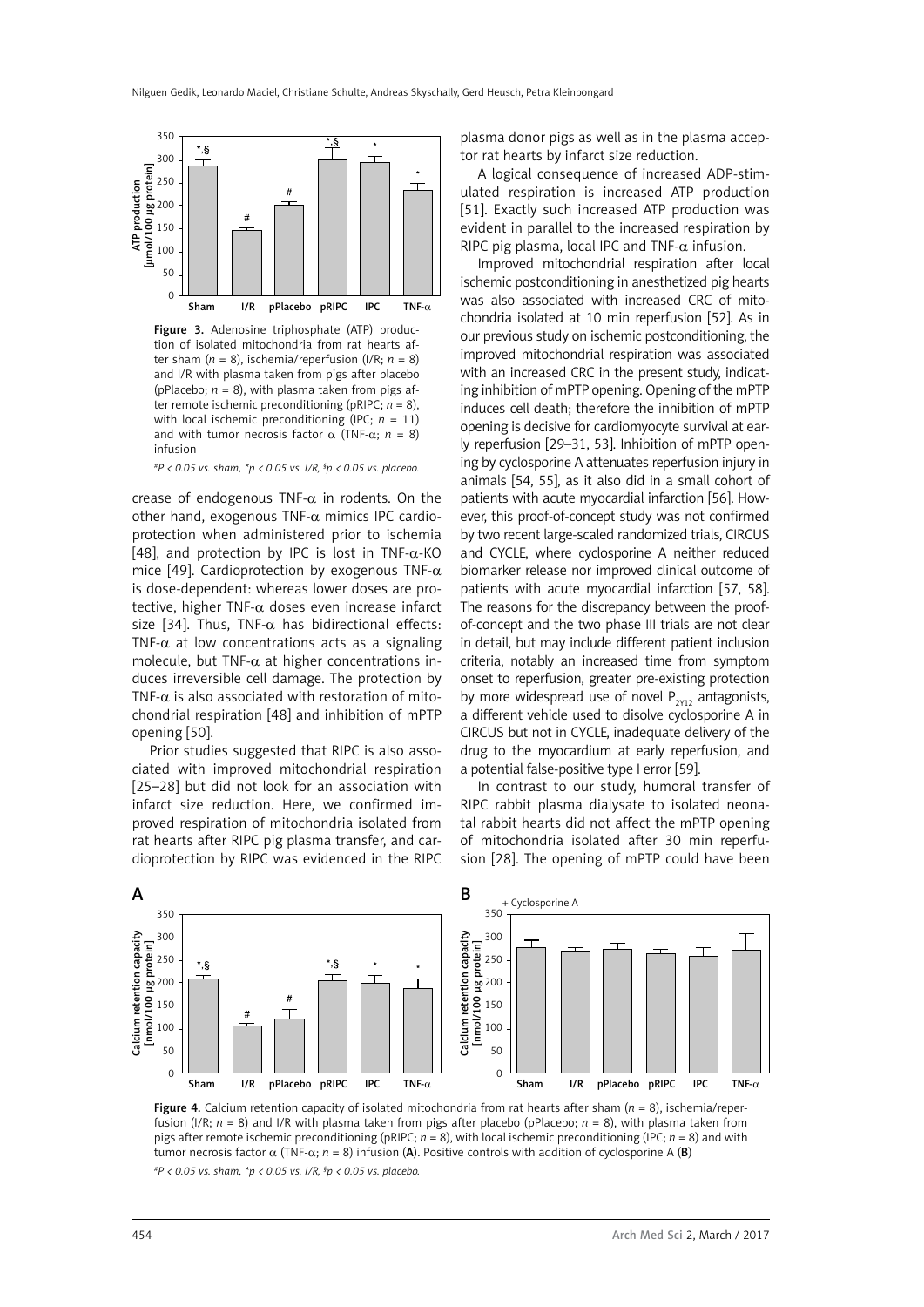Figure 3. Adenosine triphosphate (ATP) production of isolated mitochondria from rat hearts after sham ($n$ = 8), ischemia/reperfusion (I/R; $n$ = 8) and I/R with plasma taken from pigs after placebo (pPlacebo; $n$ = 8), with plasma taken from pigs after remote ischemic preconditioning (pRIPC; $n$ = 8), with local ischemic preconditioning (IPC; $n$ = 11) and with tumor necrosis factor α (TNF-α; $n$ = 8) infusion

*#P < 0.05 vs. sham, *p < 0.05 vs. I/R, §p < 0.05 vs. placebo.*

crease of endogenous TNF-α in rodents. On the other hand, exogenous TNF-α mimics IPC cardioprotection when administered prior to ischemia [48], and protection by IPC is lost in TNF-α-KO mice [49]. Cardioprotection by exogenous TNF-α is dose-dependent: whereas lower doses are protective, higher TNF-α doses even increase infarct size [34]. Thus, TNF-α has bidirectional effects: TNF-α at low concentrations acts as a signaling molecule, but TNF-α at higher concentrations induces irreversible cell damage. The protection by TNF-α is also associated with restoration of mitochondrial respiration [48] and inhibition of mPTP opening [50].

Prior studies suggested that RIPC is also associated with improved mitochondrial respiration [25–28] but did not look for an association with infarct size reduction. Here, we confirmed improved respiration of mitochondria isolated from rat hearts after RIPC pig plasma transfer, and cardioprotection by RIPC was evidenced in the RIPC plasma donor pigs as well as in the plasma acceptor rat hearts by infarct size reduction.

A logical consequence of increased ADP-stimulated respiration is increased ATP production [51]. Exactly such increased ATP production was evident in parallel to the increased respiration by RIPC pig plasma, local IPC and TNF-α infusion.

Improved mitochondrial respiration after local ischemic postconditioning in anesthetized pig hearts was also associated with increased CRC of mitochondria isolated at 10 min reperfusion [52]. As in our previous study on ischemic postconditioning, the improved mitochondrial respiration was associated with an increased CRC in the present study, indicating inhibition of mPTP opening. Opening of the mPTP induces cell death; therefore the inhibition of mPTP opening is decisive for cardiomyocyte survival at early reperfusion [29–31, 53]. Inhibition of mPTP opening by cyclosporine A attenuates reperfusion injury in animals [54, 55], as it also did in a small cohort of patients with acute myocardial infarction [56]. However, this proof-of-concept study was not confirmed by two recent large-scaled randomized trials, CIRCUS and CYCLE, where cyclosporine A neither reduced biomarker release nor improved clinical outcome of patients with acute myocardial infarction [57, 58]. The reasons for the discrepancy between the proof-of-concept and the two phase III trials are not clear in detail, but may include different patient inclusion criteria, notably an increased time from symptom onset to reperfusion, greater pre-existing protection by more widespread use of novel $P_{2Y12}$ antagonists, a different vehicle used to disolve cyclosporine A in CIRCUS but not in CYCLE, inadequate delivery of the drug to the myocardium at early reperfusion, and a potential false-positive type I error [59].

In contrast to our study, humoral transfer of RIPC rabbit plasma dialysate to isolated neonatal rabbit hearts did not affect the mPTP opening of mitochondria isolated after 30 min reperfusion [28]. The opening of mPTP could have been

Figure 4. Calcium retention capacity of isolated mitochondria from rat hearts after sham ($n$ = 8), ischemia/reperfusion (I/R; $n$ = 8) and I/R with plasma taken from pigs after placebo (pPlacebo; $n$ = 8), with plasma taken from pigs after remote ischemic preconditioning (pRIPC; $n$ = 8), with local ischemic preconditioning (IPC; $n$ = 8) and with tumor necrosis factor α (TNF-α; $n$ = 8) infusion (**A**). Positive controls with addition of cyclosporine A (**B**)

*#P < 0.05 vs. sham, *p < 0.05 vs. I/R, §p < 0.05 vs. placebo.*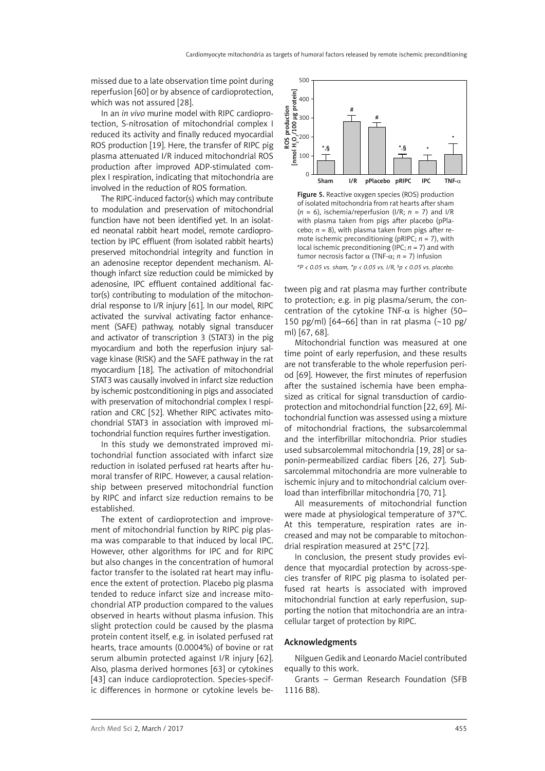missed due to a late observation time point during reperfusion [60] or by absence of cardioprotection, which was not assured [28].

In an *in vivo* murine model with RIPC cardioprotection, S-nitrosation of mitochondrial complex I reduced its activity and finally reduced myocardial ROS production [19]. Here, the transfer of RIPC pig plasma attenuated I/R induced mitochondrial ROS production after improved ADP-stimulated complex I respiration, indicating that mitochondria are involved in the reduction of ROS formation.

The RIPC-induced factor(s) which may contribute to modulation and preservation of mitochondrial function have not been identified yet. In an isolated neonatal rabbit heart model, remote cardioprotection by IPC effluent (from isolated rabbit hearts) preserved mitochondrial integrity and function in an adenosine receptor dependent mechanism. Although infarct size reduction could be mimicked by adenosine, IPC effluent contained additional factor(s) contributing to modulation of the mitochondrial response to I/R injury [61]. In our model, RIPC activated the survival activating factor enhancement (SAFE) pathway, notably signal transducer and activator of transcription 3 (STAT3) in the pig myocardium and both the reperfusion injury salvage kinase (RISK) and the SAFE pathway in the rat myocardium [18]. The activation of mitochondrial STAT3 was causally involved in infarct size reduction by ischemic postconditioning in pigs and associated with preservation of mitochondrial complex I respiration and CRC [52]. Whether RIPC activates mitochondrial STAT3 in association with improved mitochondrial function requires further investigation.

In this study we demonstrated improved mitochondrial function associated with infarct size reduction in isolated perfused rat hearts after humoral transfer of RIPC. However, a causal relationship between preserved mitochondrial function by RIPC and infarct size reduction remains to be established.

The extent of cardioprotection and improvement of mitochondrial function by RIPC pig plasma was comparable to that induced by local IPC. However, other algorithms for IPC and for RIPC but also changes in the concentration of humoral factor transfer to the isolated rat heart may influence the extent of protection. Placebo pig plasma tended to reduce infarct size and increase mitochondrial ATP production compared to the values observed in hearts without plasma infusion. This slight protection could be caused by the plasma protein content itself, e.g. in isolated perfused rat hearts, trace amounts (0.0004%) of bovine or rat serum albumin protected against I/R injury [62]. Also, plasma derived hormones [63] or cytokines [43] can induce cardioprotection. Species-specific differences in hormone or cytokine levels between pig and rat plasma may further contribute to protection; e.g. in pig plasma/serum, the concentration of the cytokine TNF-$\alpha$ is higher (50–150 pg/ml) [64–66] than in rat plasma (~10 pg/ml) [67, 68].

**Figure 5.** Reactive oxygen species (ROS) production of isolated mitochondria from rat hearts after sham ($n$ = 6), ischemia/reperfusion (I/R; $n$ = 7) and I/R with plasma taken from pigs after placebo (pPlacebo; $n$ = 8), with plasma taken from pigs after remote ischemic preconditioning (pRIPC; $n$ = 7), with local ischemic preconditioning (IPC; $n$ = 7) and with tumor necrosis factor $\alpha$ (TNF-$\alpha$; $n$ = 7) infusion

*$^{\#}P < 0.05$ vs. sham, $^{*}p < 0.05$ vs. I/R, $^{§}p < 0.05$ vs. placebo.*

Mitochondrial function was measured at one time point of early reperfusion, and these results are not transferable to the whole reperfusion period [69]. However, the first minutes of reperfusion after the sustained ischemia have been emphasized as critical for signal transduction of cardioprotection and mitochondrial function [22, 69]. Mitochondrial function was assessed using a mixture of mitochondrial fractions, the subsarcolemmal and the interfibrillar mitochondria. Prior studies used subsarcolemmal mitochondria [19, 28] or saponin-permeabilized cardiac fibers [26, 27]. Subsarcolemmal mitochondria are more vulnerable to ischemic injury and to mitochondrial calcium overload than interfibrillar mitochondria [70, 71].

All measurements of mitochondrial function were made at physiological temperature of 37°C. At this temperature, respiration rates are increased and may not be comparable to mitochondrial respiration measured at 25°C [72].

In conclusion, the present study provides evidence that myocardial protection by across-species transfer of RIPC pig plasma to isolated perfused rat hearts is associated with improved mitochondrial function at early reperfusion, supporting the notion that mitochondria are an intracellular target of protection by RIPC.

## Acknowledgments

Nilguen Gedik and Leonardo Maciel contributed equally to this work.

Grants – German Research Foundation (SFB 1116 B8).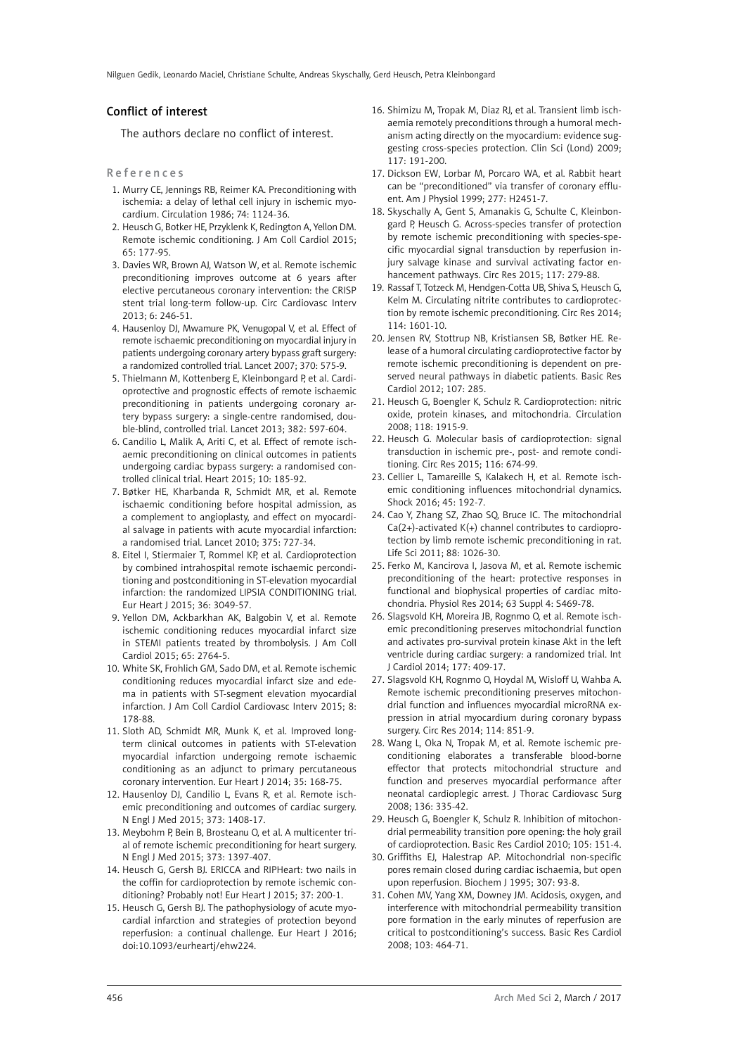## Conflict of interest

The authors declare no conflict of interest.

## References

1. Murry CE, Jennings RB, Reimer KA. Preconditioning with ischemia: a delay of lethal cell injury in ischemic myocardium. Circulation 1986; 74: 1124-36.
2. Heusch G, Botker HE, Przyklenk K, Redington A, Yellon DM. Remote ischemic conditioning. J Am Coll Cardiol 2015; 65: 177-95.
3. Davies WR, Brown AJ, Watson W, et al. Remote ischemic preconditioning improves outcome at 6 years after elective percutaneous coronary intervention: the CRISP stent trial long-term follow-up. Circ Cardiovasc Interv 2013; 6: 246-51.
4. Hausenloy DJ, Mwamure PK, Venugopal V, et al. Effect of remote ischaemic preconditioning on myocardial injury in patients undergoing coronary artery bypass graft surgery: a randomized controlled trial. Lancet 2007; 370: 575-9.
5. Thielmann M, Kottenberg E, Kleinbongard P, et al. Cardioprotective and prognostic effects of remote ischaemic preconditioning in patients undergoing coronary artery bypass surgery: a single-centre randomised, double-blind, controlled trial. Lancet 2013; 382: 597-604.
6. Candilio L, Malik A, Ariti C, et al. Effect of remote ischaemic preconditioning on clinical outcomes in patients undergoing cardiac bypass surgery: a randomised controlled clinical trial. Heart 2015; 101: 185-92.
7. Bøtker HE, Kharbanda R, Schmidt MR, et al. Remote ischaemic conditioning before hospital admission, as a complement to angioplasty, and effect on myocardial salvage in patients with acute myocardial infarction: a randomised trial. Lancet 2010; 375: 727-34.
8. Eitel I, Stiermaier T, Rommel KP, et al. Cardioprotection by combined intrahospital remote ischaemic perconditioning and postconditioning in ST-elevation myocardial infarction: the randomized LIPSIA CONDITIONING trial. Eur Heart J 2015; 36: 3049-57.
9. Yellon DM, Ackbarkhan AK, Balgobin V, et al. Remote ischemic conditioning reduces myocardial infarct size in STEMI patients treated by thrombolysis. J Am Coll Cardiol 2015; 65: 2764-5.
10. White SK, Frohlich GM, Sado DM, et al. Remote ischemic conditioning reduces myocardial infarct size and edema in patients with ST-segment elevation myocardial infarction. J Am Coll Cardiol Cardiovasc Interv 2015; 8: 178-88.
11. Sloth AD, Schmidt MR, Munk K, et al. Improved long-term clinical outcomes in patients with ST-elevation myocardial infarction undergoing remote ischaemic conditioning as an adjunct to primary percutaneous coronary intervention. Eur Heart J 2014; 35: 168-75.
12. Hausenloy DJ, Candilio L, Evans R, et al. Remote ischemic preconditioning and outcomes of cardiac surgery. N Engl J Med 2015; 373: 1408-17.
13. Meybohm P, Bein B, Brosteanu O, et al. A multicenter trial of remote ischemic preconditioning for heart surgery. N Engl J Med 2015; 373: 1397-407.
14. Heusch G, Gersh BJ. ERICCA and RIPHeart: two nails in the coffin for cardioprotection by remote ischemic conditioning? Probably not! Eur Heart J 2015; 37: 200-1.
15. Heusch G, Gersh BJ. The pathophysiology of acute myocardial infarction and strategies of protection beyond reperfusion: a continual challenge. Eur Heart J 2016; doi:10.1093/eurheartj/ehw224.
16. Shimizu M, Tropak M, Diaz RJ, et al. Transient limb ischaemia remotely preconditions through a humoral mechanism acting directly on the myocardium: evidence suggesting cross-species protection. Clin Sci (Lond) 2009; 117: 191-200.
17. Dickson EW, Lorbar M, Porcaro WA, et al. Rabbit heart can be "preconditioned" via transfer of coronary effluent. Am J Physiol 1999; 277: H2451-7.
18. Skyschally A, Gent S, Amanakis G, Schulte C, Kleinbongard P, Heusch G. Across-species transfer of protection by remote ischemic preconditioning with species-specific myocardial signal transduction by reperfusion injury salvage kinase and survival activating factor enhancement pathways. Circ Res 2015; 117: 279-88.
19. Rassaf T, Totzeck M, Hendgen-Cotta UB, Shiva S, Heusch G, Kelm M. Circulating nitrite contributes to cardioprotection by remote ischemic preconditioning. Circ Res 2014; 114: 1601-10.
20. Jensen RV, Stottrup NB, Kristiansen SB, Bøtker HE. Release of a humoral circulating cardioprotective factor by remote ischemic preconditioning is dependent on preserved neural pathways in diabetic patients. Basic Res Cardiol 2012; 107: 285.
21. Heusch G, Boengler K, Schulz R. Cardioprotection: nitric oxide, protein kinases, and mitochondria. Circulation 2008; 118: 1915-9.
22. Heusch G. Molecular basis of cardioprotection: signal transduction in ischemic pre-, post- and remote conditioning. Circ Res 2015; 116: 674-99.
23. Cellier L, Tamareille S, Kalakech H, et al. Remote ischemic conditioning influences mitochondrial dynamics. Shock 2016; 45: 192-7.
24. Cao Y, Zhang SZ, Zhao SQ, Bruce IC. The mitochondrial Ca(2+)-activated K(+) channel contributes to cardioprotection by limb remote ischemic preconditioning in rat. Life Sci 2011; 88: 1026-30.
25. Ferko M, Kancirova I, Jasova M, et al. Remote ischemic preconditioning of the heart: protective responses in functional and biophysical properties of cardiac mitochondria. Physiol Res 2014; 63 Suppl 4: S469-78.
26. Slagsvold KH, Moreira JB, Rognmo O, et al. Remote ischemic preconditioning preserves mitochondrial function and activates pro-survival protein kinase Akt in the left ventricle during cardiac surgery: a randomized trial. Int J Cardiol 2014; 177: 409-17.
27. Slagsvold KH, Rognmo O, Hoydal M, Wisloff U, Wahba A. Remote ischemic preconditioning preserves mitochondrial function and influences myocardial microRNA expression in atrial myocardium during coronary bypass surgery. Circ Res 2014; 114: 851-9.
28. Wang L, Oka N, Tropak M, et al. Remote ischemic preconditioning elaborates a transferable blood-borne effector that protects mitochondrial structure and function and preserves myocardial performance after neonatal cardioplegic arrest. J Thorac Cardiovasc Surg 2008; 136: 335-42.
29. Heusch G, Boengler K, Schulz R. Inhibition of mitochondrial permeability transition pore opening: the holy grail of cardioprotection. Basic Res Cardiol 2010; 105: 151-4.
30. Griffiths EJ, Halestrap AP. Mitochondrial non-specific pores remain closed during cardiac ischaemia, but open upon reperfusion. Biochem J 1995; 307: 93-8.
31. Cohen MV, Yang XM, Downey JM. Acidosis, oxygen, and interference with mitochondrial permeability transition pore formation in the early minutes of reperfusion are critical to postconditioning's success. Basic Res Cardiol 2008; 103: 464-71.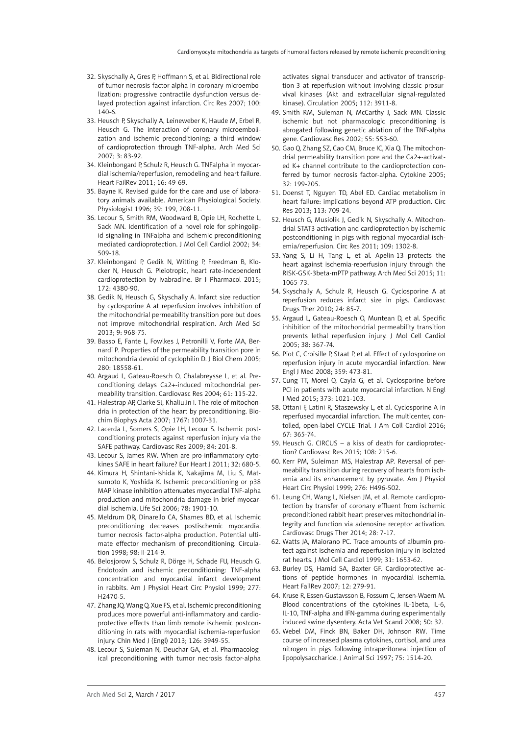32. Skyschally A, Gres P, Hoffmann S, et al. Bidirectional role of tumor necrosis factor-alpha in coronary microembolization: progressive contractile dysfunction versus delayed protection against infarction. Circ Res 2007; 100: 140-6.
33. Heusch P, Skyschally A, Leineweber K, Haude M, Erbel R, Heusch G. The interaction of coronary microembolization and ischemic preconditioning: a third window of cardioprotection through TNF-alpha. Arch Med Sci 2007; 3: 83-92.
34. Kleinbongard P, Schulz R, Heusch G. TNFalpha in myocardial ischemia/reperfusion, remodeling and heart failure. Heart FailRev 2011; 16: 49-69.
35. Bayne K. Revised guide for the care and use of laboratory animals available. American Physiological Society. Physiologist 1996; 39: 199, 208-11.
36. Lecour S, Smith RM, Woodward B, Opie LH, Rochette L, Sack MN. Identification of a novel role for sphingolipid signaling in TNFalpha and ischemic preconditioning mediated cardioprotection. J Mol Cell Cardiol 2002; 34: 509-18.
37. Kleinbongard P, Gedik N, Witting P, Freedman B, Klocker N, Heusch G. Pleiotropic, heart rate-independent cardioprotection by ivabradine. Br J Pharmacol 2015; 172: 4380-90.
38. Gedik N, Heusch G, Skyschally A. Infarct size reduction by cyclosporine A at reperfusion involves inhibition of the mitochondrial permeability transition pore but does not improve mitochondrial respiration. Arch Med Sci 2013; 9: 968-75.
39. Basso E, Fante L, Fowlkes J, Petronilli V, Forte MA, Bernardi P. Properties of the permeability transition pore in mitochondria devoid of cyclophilin D. J Biol Chem 2005; 280: 18558-61.
40. Argaud L, Gateau-Roesch O, Chalabreysse L, et al. Preconditioning delays Ca2+-induced mitochondrial permeability transition. Cardiovasc Res 2004; 61: 115-22.
41. Halestrap AP, Clarke SJ, Khaliulin I. The role of mitochondria in protection of the heart by preconditioning. Biochim Biophys Acta 2007; 1767: 1007-31.
42. Lacerda L, Somers S, Opie LH, Lecour S. Ischemic postconditioning protects against reperfusion injury via the SAFE pathway. Cardiovasc Res 2009; 84: 201-8.
43. Lecour S, James RW. When are pro-inflammatory cytokines SAFE in heart failure? Eur Heart J 2011; 32: 680-5.
44. Kimura H, Shintani-Ishida K, Nakajima M, Liu S, Matsumoto K, Yoshida K. Ischemic preconditioning or p38 MAP kinase inhibition attenuates myocardial TNF-alpha production and mitochondria damage in brief myocardial ischemia. Life Sci 2006; 78: 1901-10.
45. Meldrum DR, Dinarello CA, Shames BD, et al. Ischemic preconditioning decreases postischemic myocardial tumor necrosis factor-alpha production. Potential ultimate effector mechanism of preconditioning. Circulation 1998; 98: II-214-9.
46. Belosjorow S, Schulz R, Dörge H, Schade FU, Heusch G. Endotoxin and ischemic preconditioning: TNF-alpha concentration and myocardial infarct development in rabbits. Am J Physiol Heart Circ Physiol 1999; 277: H2470-5.
47. Zhang JQ, Wang Q, Xue FS, et al. Ischemic preconditioning produces more powerful anti-inflammatory and cardioprotective effects than limb remote ischemic postconditioning in rats with myocardial ischemia-reperfusion injury. Chin Med J (Engl) 2013; 126: 3949-55.
48. Lecour S, Suleman N, Deuchar GA, et al. Pharmacological preconditioning with tumor necrosis factor-alpha activates signal transducer and activator of transcription-3 at reperfusion without involving classic prosurvival kinases (Akt and extracellular signal-regulated kinase). Circulation 2005; 112: 3911-8.
49. Smith RM, Suleman N, McCarthy J, Sack MN. Classic ischemic but not pharmacologic preconditioning is abrogated following genetic ablation of the TNF-alpha gene. Cardiovasc Res 2002; 55: 553-60.
50. Gao Q, Zhang SZ, Cao CM, Bruce IC, Xia Q. The mitochondrial permeability transition pore and the Ca2+-activated K+ channel contribute to the cardioprotection conferred by tumor necrosis factor-alpha. Cytokine 2005; 32: 199-205.
51. Doenst T, Nguyen TD, Abel ED. Cardiac metabolism in heart failure: implications beyond ATP production. Circ Res 2013; 113: 709-24.
52. Heusch G, Musiolik J, Gedik N, Skyschally A. Mitochondrial STAT3 activation and cardioprotection by ischemic postconditioning in pigs with regional myocardial ischemia/reperfusion. Circ Res 2011; 109: 1302-8.
53. Yang S, Li H, Tang L, et al. Apelin-13 protects the heart against ischemia-reperfusion injury through the RISK-GSK-3beta-mPTP pathway. Arch Med Sci 2015; 11: 1065-73.
54. Skyschally A, Schulz R, Heusch G. Cyclosporine A at reperfusion reduces infarct size in pigs. Cardiovasc Drugs Ther 2010; 24: 85-7.
55. Argaud L, Gateau-Roesch O, Muntean D, et al. Specific inhibition of the mitochondrial permeability transition prevents lethal reperfusion injury. J Mol Cell Cardiol 2005; 38: 367-74.
56. Piot C, Croisille P, Staat P, et al. Effect of cyclosporine on reperfusion injury in acute myocardial infarction. New Engl J Med 2008; 359: 473-81.
57. Cung TT, Morel O, Cayla G, et al. Cyclosporine before PCI in patients with acute myocardial infarction. N Engl J Med 2015; 373: 1021-103.
58. Ottani F, Latini R, Staszewsky L, et al. Cyclosporine A in reperfused myocardial infarction. The multicenter, controlled, open-label CYCLE Trial. J Am Coll Cardiol 2016; 67: 365-74.
59. Heusch G. CIRCUS – a kiss of death for cardioprotection? Cardiovasc Res 2015; 108: 215-6.
60. Kerr PM, Suleiman MS, Halestrap AP. Reversal of permeability transition during recovery of hearts from ischemia and its enhancement by pyruvate. Am J Physiol Heart Circ Physiol 1999; 276: H496-502.
61. Leung CH, Wang L, Nielsen JM, et al. Remote cardioprotection by transfer of coronary effluent from ischemic preconditioned rabbit heart preserves mitochondrial integrity and function via adenosine receptor activation. Cardiovasc Drugs Ther 2014; 28: 7-17.
62. Watts JA, Maiorano PC. Trace amounts of albumin protect against ischemia and reperfusion injury in isolated rat hearts. J Mol Cell Cardiol 1999; 31: 1653-62.
63. Burley DS, Hamid SA, Baxter GF. Cardioprotective actions of peptide hormones in myocardial ischemia. Heart FailRev 2007; 12: 279-91.
64. Kruse R, Essen-Gustavsson B, Fossum C, Jensen-Waern M. Blood concentrations of the cytokines IL-1beta, IL-6, IL-10, TNF-alpha and IFN-gamma during experimentally induced swine dysentery. Acta Vet Scand 2008; 50: 32.
65. Webel DM, Finck BN, Baker DH, Johnson RW. Time course of increased plasma cytokines, cortisol, and urea nitrogen in pigs following intraperitoneal injection of lipopolysaccharide. J Animal Sci 1997; 75: 1514-20.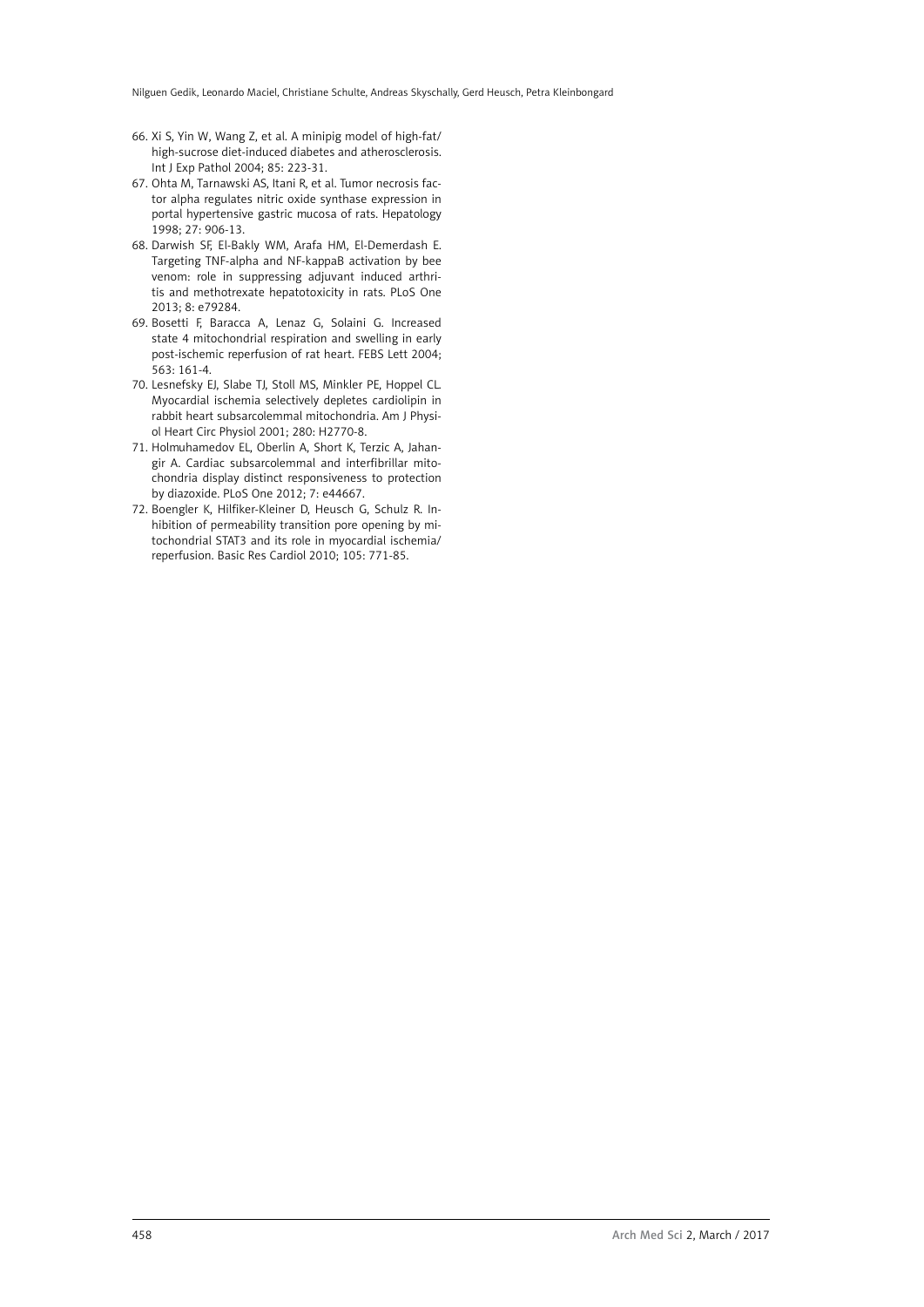66. Xi S, Yin W, Wang Z, et al. A minipig model of high-fat/high-sucrose diet-induced diabetes and atherosclerosis. Int J Exp Pathol 2004; 85: 223-31.
67. Ohta M, Tarnawski AS, Itani R, et al. Tumor necrosis factor alpha regulates nitric oxide synthase expression in portal hypertensive gastric mucosa of rats. Hepatology 1998; 27: 906-13.
68. Darwish SF, El-Bakly WM, Arafa HM, El-Demerdash E. Targeting TNF-alpha and NF-kappaB activation by bee venom: role in suppressing adjuvant induced arthritis and methotrexate hepatotoxicity in rats. PLoS One 2013; 8: e79284.
69. Bosetti F, Baracca A, Lenaz G, Solaini G. Increased state 4 mitochondrial respiration and swelling in early post-ischemic reperfusion of rat heart. FEBS Lett 2004; 563: 161-4.
70. Lesnefsky EJ, Slabe TJ, Stoll MS, Minkler PE, Hoppel CL. Myocardial ischemia selectively depletes cardiolipin in rabbit heart subsarcolemmal mitochondria. Am J Physiol Heart Circ Physiol 2001; 280: H2770-8.
71. Holmuhamedov EL, Oberlin A, Short K, Terzic A, Jahangir A. Cardiac subsarcolemmal and interfibrillar mitochondria display distinct responsiveness to protection by diazoxide. PLoS One 2012; 7: e44667.
72. Boengler K, Hilfiker-Kleiner D, Heusch G, Schulz R. Inhibition of permeability transition pore opening by mitochondrial STAT3 and its role in myocardial ischemia/reperfusion. Basic Res Cardiol 2010; 105: 771-85.